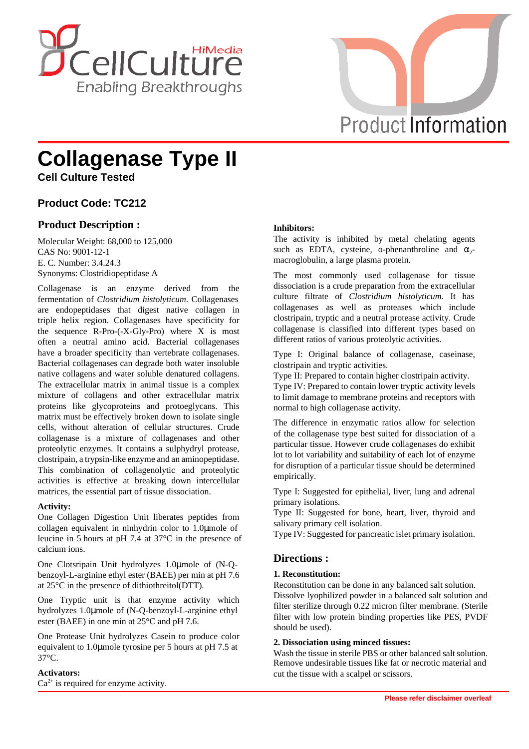# Collagenase Type II

**Cell Culture Tested**

### Product Code: TC212

## Product Description :

Molecular Weight: 68,000 to 125,000
CAS No: 9001-12-1
E. C. Number: 3.4.24.3
Synonyms: Clostridiopeptidase A

Collagenase is an enzyme derived from the fermentation of *Clostridium histolyticum*. Collagenases are endopeptidases that digest native collagen in triple helix region. Collagenases have specificity for the sequence R-Pro-(-X-Gly-Pro) where X is most often a neutral amino acid. Bacterial collagenases have a broader specificity than vertebrate collagenases. Bacterial collagenases can degrade both water insoluble native collagens and water soluble denatured collagens. The extracellular matrix in animal tissue is a complex mixture of collagens and other extracellular matrix proteins like glycoproteins and protoeglycans. This matrix must be effectively broken down to isolate single cells, without alteration of cellular structures. Crude collagenase is a mixture of collagenases and other proteolytic enzymes. It contains a sulphydryl protease, clostripain, a trypsin-like enzyme and an aminopeptidase. This combination of collagenolytic and proteolytic activities is effective at breaking down intercellular matrices, the essential part of tissue dissociation.

**Activity:**
One Collagen Digestion Unit liberates peptides from collagen equivalent in ninhydrin color to 1.0µmole of leucine in 5 hours at pH 7.4 at 37°C in the presence of calcium ions.

One Clotsripain Unit hydrolyzes 1.0µmole of (N-Q-benzoyl-L-arginine ethyl ester (BAEE) per min at pH 7.6 at 25°C in the presence of dithiothreitol(DTT).

One Tryptic unit is that enzyme activity which hydrolyzes 1.0µmole of (N-Q-benzoyl-L-arginine ethyl ester (BAEE) in one min at 25°C and pH 7.6.

One Protease Unit hydrolyzes Casein to produce color equivalent to 1.0µmole tyrosine per 5 hours at pH 7.5 at 37°C.

**Activators:**
$Ca^{2+}$ is required for enzyme activity.

**Inhibitors:**
The activity is inhibited by metal chelating agents such as EDTA, cysteine, o-phenanthroline and $\alpha_2$-macroglobulin, a large plasma protein.

The most commonly used collagenase for tissue dissociation is a crude preparation from the extracellular culture filtrate of *Clostridium histolyticum.* It has collagenases as well as proteases which include clostripain, tryptic and a neutral protease activity. Crude collagenase is classified into different types based on different ratios of various proteolytic activities.

Type I: Original balance of collagenase, caseinase, clostripain and tryptic activities.
Type II: Prepared to contain higher clostripain activity.
Type IV: Prepared to contain lower tryptic activity levels to limit damage to membrane proteins and receptors with normal to high collagenase activity.

The difference in enzymatic ratios allow for selection of the collagenase type best suited for dissociation of a particular tissue. However crude collagenases do exhibit lot to lot variability and suitability of each lot of enzyme for disruption of a particular tissue should be determined empirically.

Type I: Suggested for epithelial, liver, lung and adrenal primary isolations.
Type II: Suggested for bone, heart, liver, thyroid and salivary primary cell isolation.
Type IV: Suggested for pancreatic islet primary isolation.

## Directions :

**1. Reconstitution:**
Reconstitution can be done in any balanced salt solution. Dissolve lyophilized powder in a balanced salt solution and filter sterilize through 0.22 micron filter membrane. (Sterile filter with low protein binding properties like PES, PVDF should be used).

**2. Dissociation using minced tissues:**
Wash the tissue in sterile PBS or other balanced salt solution. Remove undesirable tissues like fat or necrotic material and cut the tissue with a scalpel or scissors.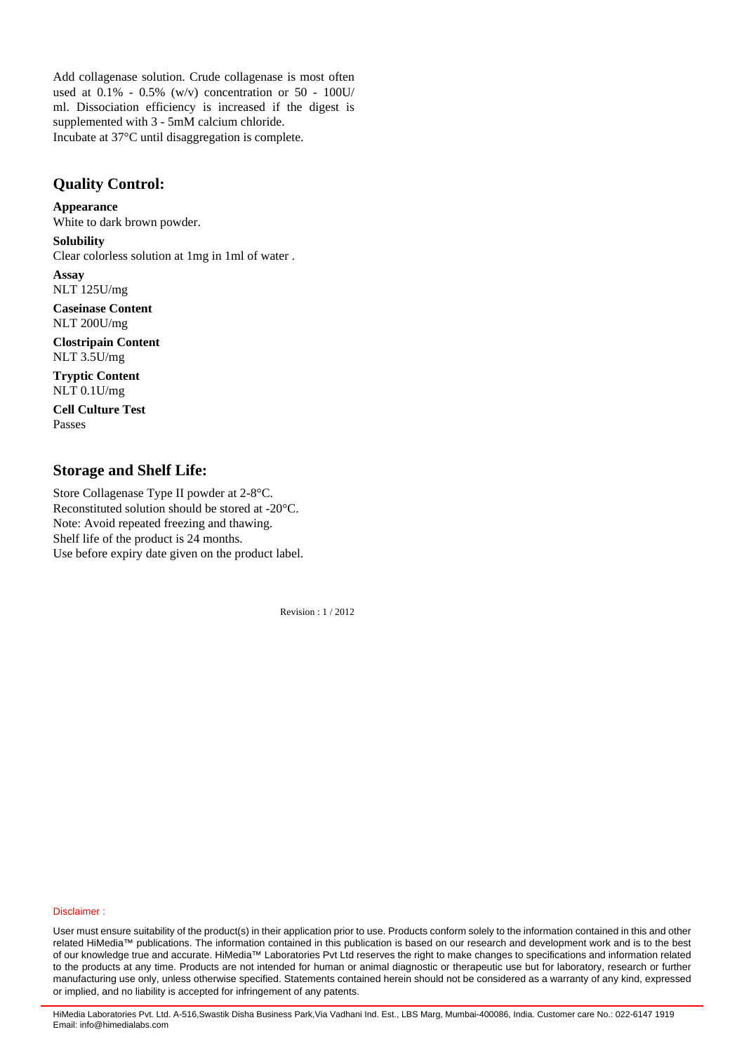Add collagenase solution. Crude collagenase is most often used at 0.1% - 0.5% (w/v) concentration or 50 - 100U/ml. Dissociation efficiency is increased if the digest is supplemented with 3 - 5mM calcium chloride.
Incubate at 37°C until disaggregation is complete.

## Quality Control:

**Appearance**
White to dark brown powder.

**Solubility**
Clear colorless solution at 1mg in 1ml of water .

**Assay**
NLT 125U/mg

**Caseinase Content**
NLT 200U/mg

**Clostripain Content**
NLT 3.5U/mg

**Tryptic Content**
NLT 0.1U/mg

**Cell Culture Test**
Passes

## Storage and Shelf Life:

Store Collagenase Type II powder at 2-8°C.
Reconstituted solution should be stored at -20°C.
Note: Avoid repeated freezing and thawing.
Shelf life of the product is 24 months.
Use before expiry date given on the product label.

Revision : 1 / 2012

Disclaimer :

User must ensure suitability of the product(s) in their application prior to use. Products conform solely to the information contained in this and other related HiMedia™ publications. The information contained in this publication is based on our research and development work and is to the best of our knowledge true and accurate. HiMedia™ Laboratories Pvt Ltd reserves the right to make changes to specifications and information related to the products at any time. Products are not intended for human or animal diagnostic or therapeutic use but for laboratory, research or further manufacturing use only, unless otherwise specified. Statements contained herein should not be considered as a warranty of any kind, expressed or implied, and no liability is accepted for infringement of any patents.

HiMedia Laboratories Pvt. Ltd. A-516,Swastik Disha Business Park,Via Vadhani Ind. Est., LBS Marg, Mumbai-400086, India. Customer care No.: 022-6147 1919 Email: info@himedialabs.com